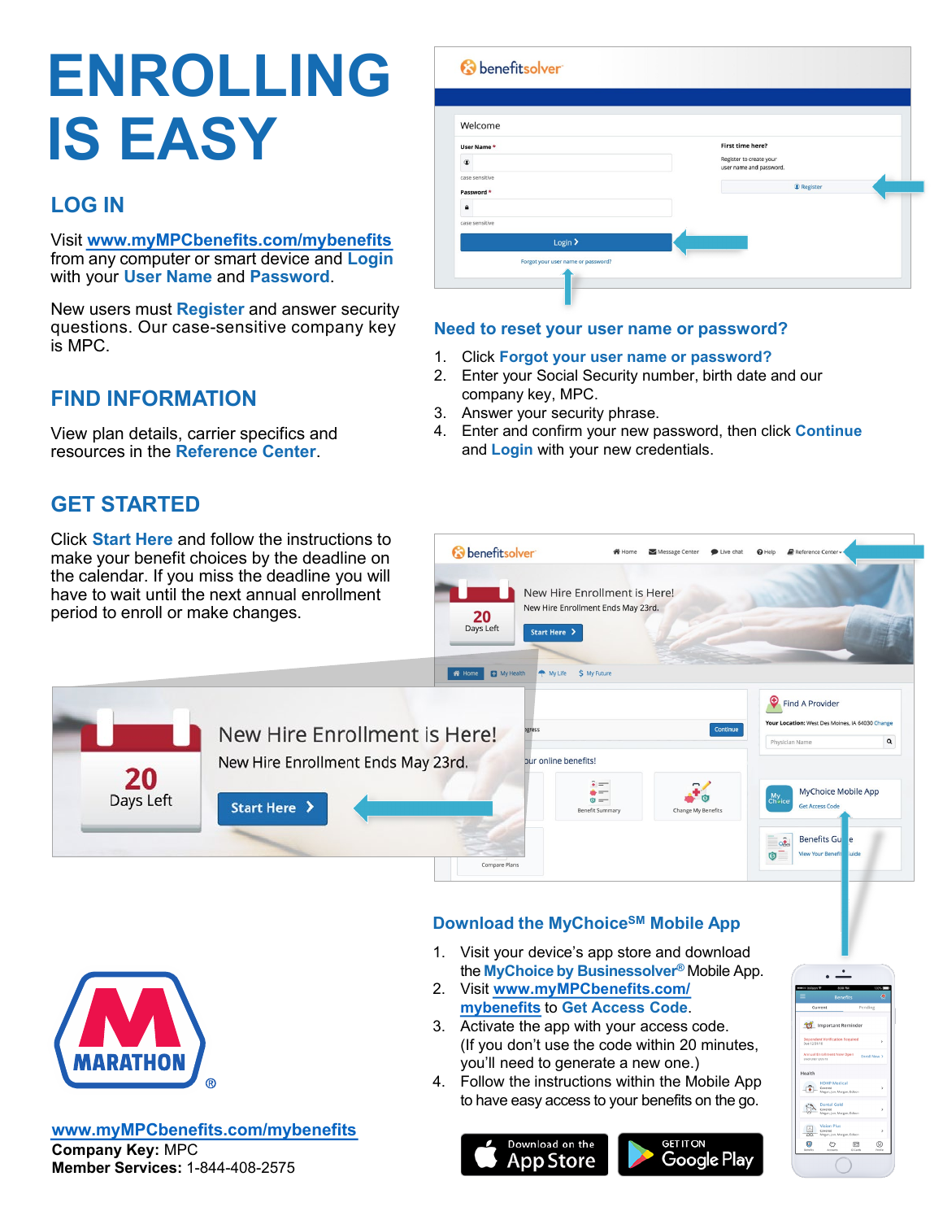# ENROLLING IS EASY

## LOG IN

Visit www.myMPCbenefits.com/mybenefits from any computer or smart device and **Login** with your **User Name** and **Password**.

New users must **Register** and answer security questions. Our case-sensitive company key is MPC.

## FIND INFORMATION

View plan details, carrier specifics and resources in the **Reference Center**.

## GET STARTED

Click **Start Here** and follow the instructions to make your benefit choices by the deadline on the calendar. If you miss the deadline you will have to wait until the next annual enrollment period to enroll or make changes.

### Need to reset your user name or password?

1. Click **Forgot your user name or password?**
2. Enter your Social Security number, birth date and our company key, MPC.
3. Answer your security phrase.
4. Enter and confirm your new password, then click **Continue** and **Login** with your new credentials.

### Download the MyChoice[SM] Mobile App

1. Visit your device's app store and download the **MyChoice by Businessolver®** Mobile App.
2. Visit www.myMPCbenefits.com/mybenefits to **Get Access Code**.
3. Activate the app with your access code. (If you don't use the code within 20 minutes, you'll need to generate a new one.)
4. Follow the instructions within the Mobile App to have easy access to your benefits on the go.

Download on the App Store | GET IT ON Google Play

www.myMPCbenefits.com/mybenefits
**Company Key:** MPC
**Member Services:** 1-844-408-2575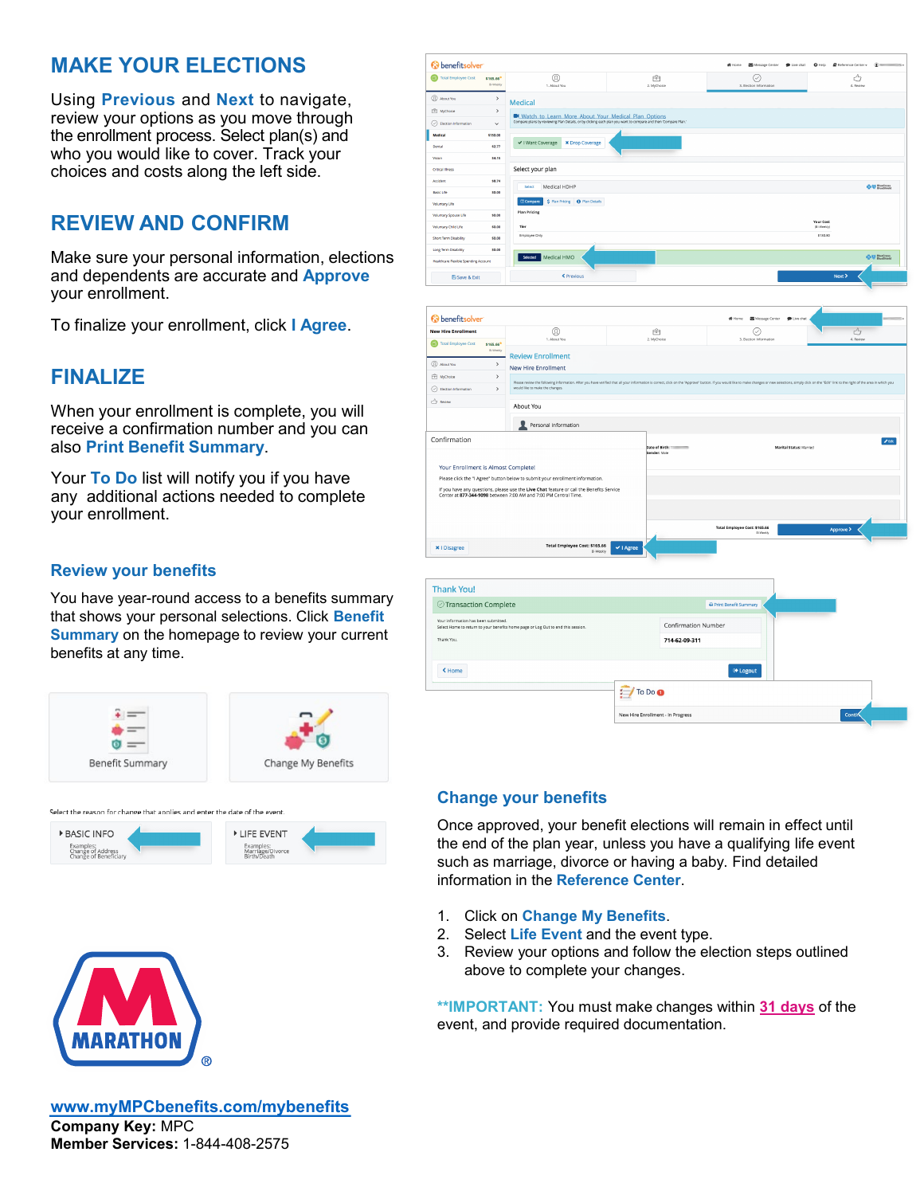## MAKE YOUR ELECTIONS

Using **Previous** and **Next** to navigate, review your options as you move through the enrollment process. Select plan(s) and who you would like to cover. Track your choices and costs along the left side.

## REVIEW AND CONFIRM

Make sure your personal information, elections and dependents are accurate and **Approve** your enrollment.

To finalize your enrollment, click **I Agree**.

## FINALIZE

When your enrollment is complete, you will receive a confirmation number and you can also **Print Benefit Summary**.

Your **To Do** list will notify you if you have any additional actions needed to complete your enrollment.

### Review your benefits

You have year-round access to a benefits summary that shows your personal selections. Click **Benefit Summary** on the homepage to review your current benefits at any time.

### Change your benefits

Once approved, your benefit elections will remain in effect until the end of the plan year, unless you have a qualifying life event such as marriage, divorce or having a baby. Find detailed information in the **Reference Center**.

1. Click on **Change My Benefits**.
2. Select **Life Event** and the event type.
3. Review your options and follow the election steps outlined above to complete your changes.

****IMPORTANT:** You must make changes within **31 days** of the event, and provide required documentation.

**www.myMPCbenefits.com/mybenefits**
**Company Key:** MPC
**Member Services:** 1-844-408-2575